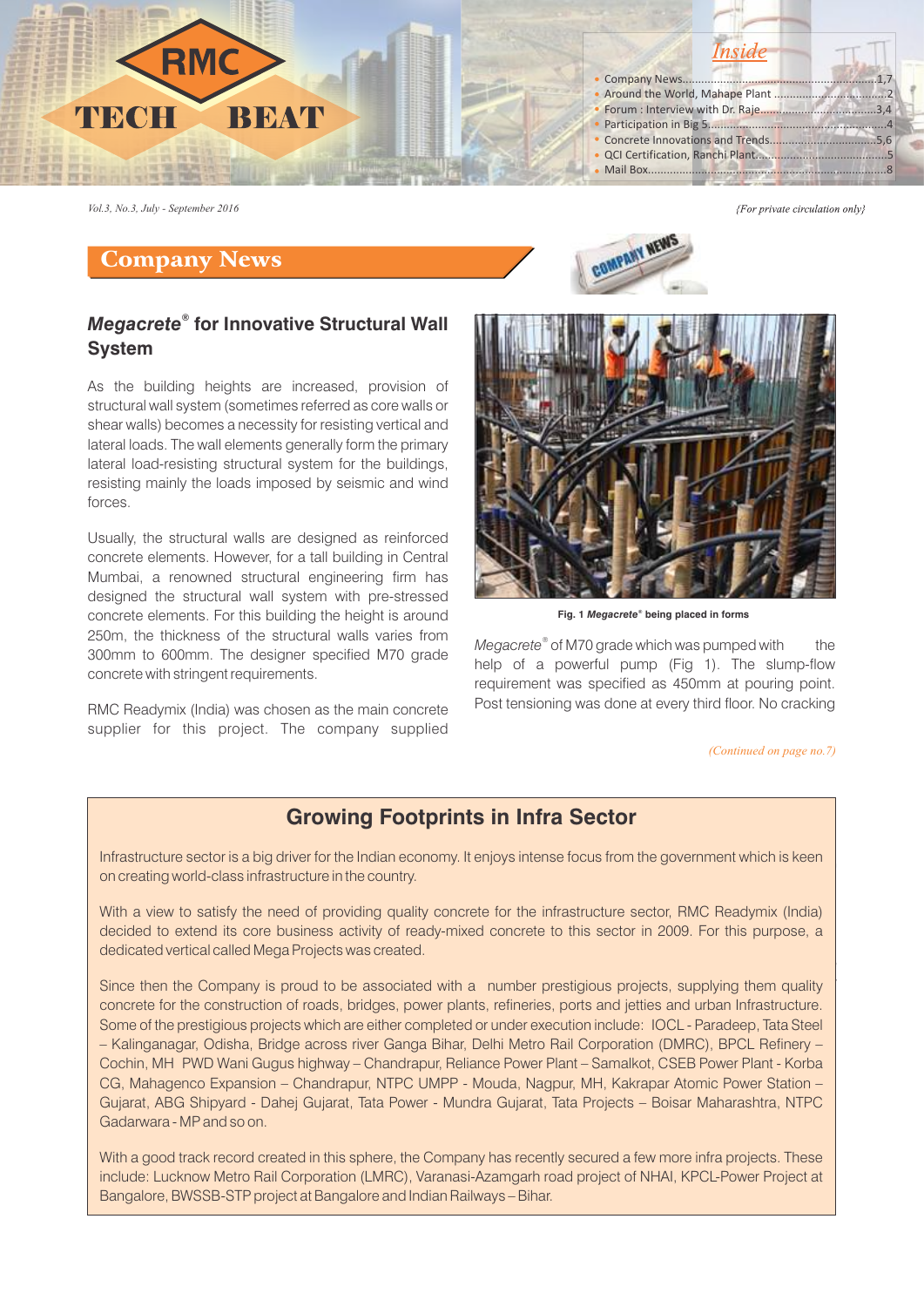# RMC TECH BEAT

## Inside

- Company News.......................................................1,7
- Around the World, Mahape Plant ..............................2
- Forum : Interview with Dr. Raje...............................3,4
- Participation in Big 5..................................................4
- Concrete Innovations and Trends..............................5,6
- QCI Certification, Ranchi Plant..................................5
- Mail Box.......................................................................8

Vol.3, No.3, July - September 2016

{For private circulation only}

## Company News

### *Megacrete*® for Innovative Structural Wall System

As the building heights are increased, provision of structural wall system (sometimes referred as core walls or shear walls) becomes a necessity for resisting vertical and lateral loads. The wall elements generally form the primary lateral load-resisting structural system for the buildings, resisting mainly the loads imposed by seismic and wind forces.

Usually, the structural walls are designed as reinforced concrete elements. However, for a tall building in Central Mumbai, a renowned structural engineering firm has designed the structural wall system with pre-stressed concrete elements. For this building the height is around 250m, the thickness of the structural walls varies from 300mm to 600mm. The designer specified M70 grade concrete with stringent requirements.

RMC Readymix (India) was chosen as the main concrete supplier for this project. The company supplied *Megacrete*® of M70 grade which was pumped with the help of a powerful pump (Fig 1). The slump-flow requirement was specified as 450mm at pouring point. Post tensioning was done at every third floor. No cracking

Fig. 1 *Megacrete*® being placed in forms

*(Continued on page no.7)*

## Growing Footprints in Infra Sector

Infrastructure sector is a big driver for the Indian economy. It enjoys intense focus from the government which is keen on creating world-class infrastructure in the country.

With a view to satisfy the need of providing quality concrete for the infrastructure sector, RMC Readymix (India) decided to extend its core business activity of ready-mixed concrete to this sector in 2009. For this purpose, a dedicated vertical called Mega Projects was created.

Since then the Company is proud to be associated with a number prestigious projects, supplying them quality concrete for the construction of roads, bridges, power plants, refineries, ports and jetties and urban Infrastructure. Some of the prestigious projects which are either completed or under execution include: IOCL - Paradeep, Tata Steel – Kalinganagar, Odisha, Bridge across river Ganga Bihar, Delhi Metro Rail Corporation (DMRC), BPCL Refinery – Cochin, MH PWD Wani Gugus highway – Chandrapur, Reliance Power Plant – Samalkot, CSEB Power Plant - Korba CG, Mahagenco Expansion – Chandrapur, NTPC UMPP - Mouda, Nagpur, MH, Kakrapar Atomic Power Station – Gujarat, ABG Shipyard - Dahej Gujarat, Tata Power - Mundra Gujarat, Tata Projects – Boisar Maharashtra, NTPC Gadarwara - MP and so on.

With a good track record created in this sphere, the Company has recently secured a few more infra projects. These include: Lucknow Metro Rail Corporation (LMRC), Varanasi-Azamgarh road project of NHAI, KPCL-Power Project at Bangalore, BWSSB-STP project at Bangalore and Indian Railways – Bihar.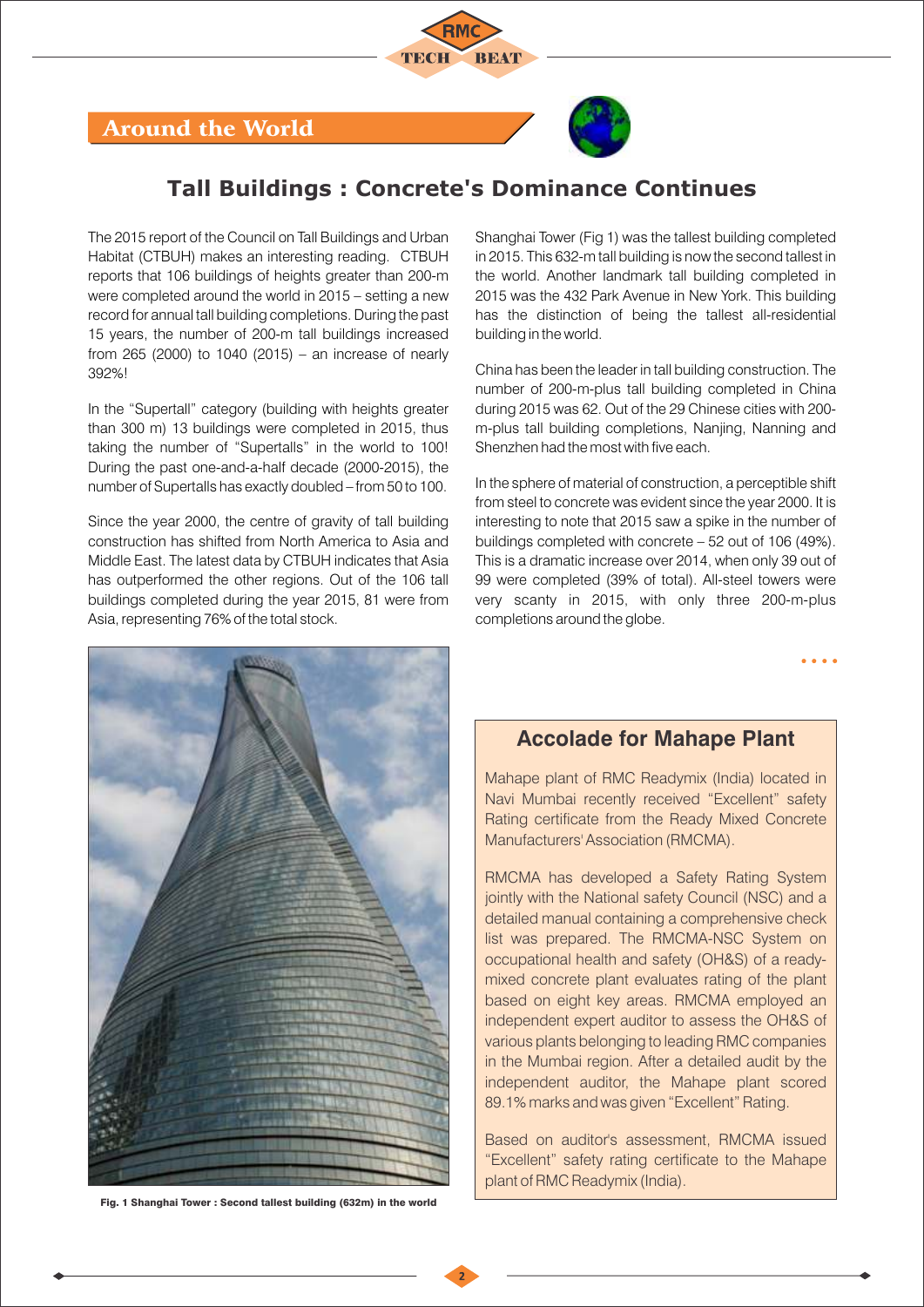## Around the World

# Tall Buildings : Concrete's Dominance Continues

The 2015 report of the Council on Tall Buildings and Urban Habitat (CTBUH) makes an interesting reading. CTBUH reports that 106 buildings of heights greater than 200-m were completed around the world in 2015 – setting a new record for annual tall building completions. During the past 15 years, the number of 200-m tall buildings increased from 265 (2000) to 1040 (2015) – an increase of nearly 392%!

In the "Supertall" category (building with heights greater than 300 m) 13 buildings were completed in 2015, thus taking the number of "Supertalls" in the world to 100! During the past one-and-a-half decade (2000-2015), the number of Supertalls has exactly doubled – from 50 to 100.

Since the year 2000, the centre of gravity of tall building construction has shifted from North America to Asia and Middle East. The latest data by CTBUH indicates that Asia has outperformed the other regions. Out of the 106 tall buildings completed during the year 2015, 81 were from Asia, representing 76% of the total stock.

Shanghai Tower (Fig 1) was the tallest building completed in 2015. This 632-m tall building is now the second tallest in the world. Another landmark tall building completed in 2015 was the 432 Park Avenue in New York. This building has the distinction of being the tallest all-residential building in the world.

China has been the leader in tall building construction. The number of 200-m-plus tall building completed in China during 2015 was 62. Out of the 29 Chinese cities with 200-m-plus tall building completions, Nanjing, Nanning and Shenzhen had the most with five each.

In the sphere of material of construction, a perceptible shift from steel to concrete was evident since the year 2000. It is interesting to note that 2015 saw a spike in the number of buildings completed with concrete – 52 out of 106 (49%). This is a dramatic increase over 2014, when only 39 out of 99 were completed (39% of total). All-steel towers were very scanty in 2015, with only three 200-m-plus completions around the globe.

**Fig. 1 Shanghai Tower : Second tallest building (632m) in the world**

## Accolade for Mahape Plant

Mahape plant of RMC Readymix (India) located in Navi Mumbai recently received "Excellent" safety Rating certificate from the Ready Mixed Concrete Manufacturers' Association (RMCMA).

RMCMA has developed a Safety Rating System jointly with the National safety Council (NSC) and a detailed manual containing a comprehensive check list was prepared. The RMCMA-NSC System on occupational health and safety (OH&S) of a ready-mixed concrete plant evaluates rating of the plant based on eight key areas. RMCMA employed an independent expert auditor to assess the OH&S of various plants belonging to leading RMC companies in the Mumbai region. After a detailed audit by the independent auditor, the Mahape plant scored 89.1% marks and was given "Excellent" Rating.

Based on auditor's assessment, RMCMA issued "Excellent" safety rating certificate to the Mahape plant of RMC Readymix (India).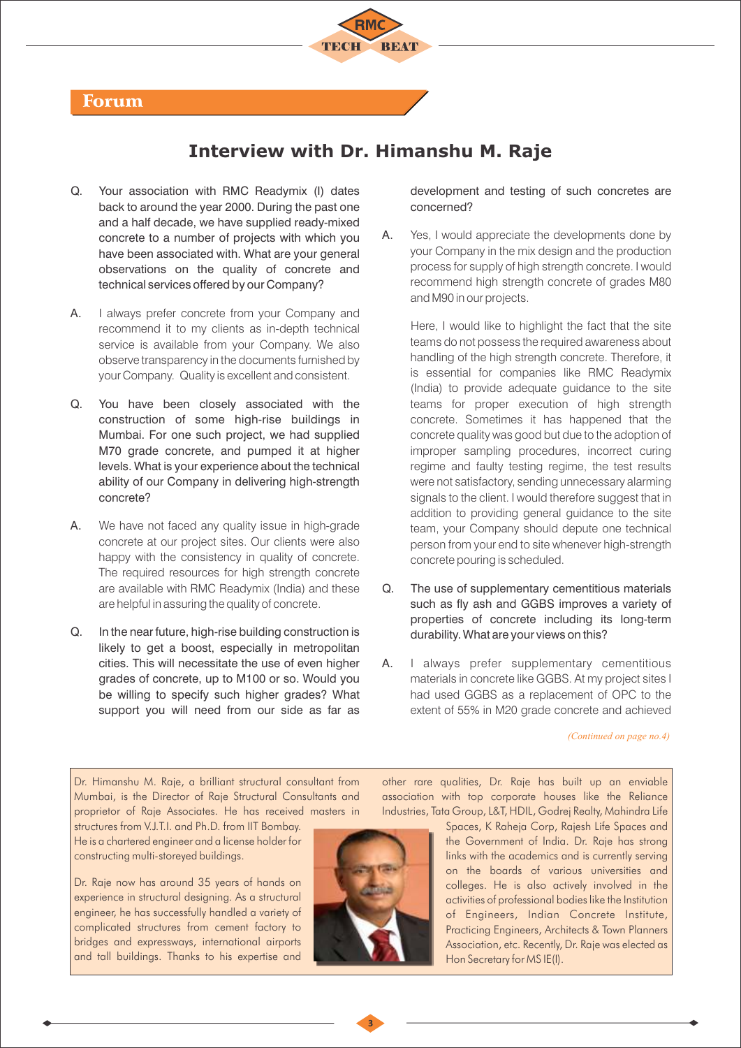## Forum

# Interview with Dr. Himanshu M. Raje

Q. Your association with RMC Readymix (I) dates back to around the year 2000. During the past one and a half decade, we have supplied ready-mixed concrete to a number of projects with which you have been associated with. What are your general observations on the quality of concrete and technical services offered by our Company?

A. I always prefer concrete from your Company and recommend it to my clients as in-depth technical service is available from your Company. We also observe transparency in the documents furnished by your Company. Quality is excellent and consistent.

Q. You have been closely associated with the construction of some high-rise buildings in Mumbai. For one such project, we had supplied M70 grade concrete, and pumped it at higher levels. What is your experience about the technical ability of our Company in delivering high-strength concrete?

A. We have not faced any quality issue in high-grade concrete at our project sites. Our clients were also happy with the consistency in quality of concrete. The required resources for high strength concrete are available with RMC Readymix (India) and these are helpful in assuring the quality of concrete.

Q. In the near future, high-rise building construction is likely to get a boost, especially in metropolitan cities. This will necessitate the use of even higher grades of concrete, up to M100 or so. Would you be willing to specify such higher grades? What support you will need from our side as far as development and testing of such concretes are concerned?

A. Yes, I would appreciate the developments done by your Company in the mix design and the production process for supply of high strength concrete. I would recommend high strength concrete of grades M80 and M90 in our projects.

Here, I would like to highlight the fact that the site teams do not possess the required awareness about handling of the high strength concrete. Therefore, it is essential for companies like RMC Readymix (India) to provide adequate guidance to the site teams for proper execution of high strength concrete. Sometimes it has happened that the concrete quality was good but due to the adoption of improper sampling procedures, incorrect curing regime and faulty testing regime, the test results were not satisfactory, sending unnecessary alarming signals to the client. I would therefore suggest that in addition to providing general guidance to the site team, your Company should depute one technical person from your end to site whenever high-strength concrete pouring is scheduled.

Q. The use of supplementary cementitious materials such as fly ash and GGBS improves a variety of properties of concrete including its long-term durability. What are your views on this?

A. I always prefer supplementary cementitious materials in concrete like GGBS. At my project sites I had used GGBS as a replacement of OPC to the extent of 55% in M20 grade concrete and achieved

*(Continued on page no.4)*

Dr. Himanshu M. Raje, a brilliant structural consultant from Mumbai, is the Director of Raje Structural Consultants and proprietor of Raje Associates. He has received masters in structures from V.J.T.I. and Ph.D. from IIT Bombay. He is a chartered engineer and a license holder for constructing multi-storeyed buildings.

Dr. Raje now has around 35 years of hands on experience in structural designing. As a structural engineer, he has successfully handled a variety of complicated structures from cement factory to bridges and expressways, international airports and tall buildings. Thanks to his expertise and other rare qualities, Dr. Raje has built up an enviable association with top corporate houses like the Reliance Industries, Tata Group, L&T, HDIL, Godrej Realty, Mahindra Life Spaces, K Raheja Corp, Rajesh Life Spaces and the Government of India. Dr. Raje has strong links with the academics and is currently serving on the boards of various universities and colleges. He is also actively involved in the activities of professional bodies like the Institution of Engineers, Indian Concrete Institute, Practicing Engineers, Architects & Town Planners Association, etc. Recently, Dr. Raje was elected as Hon Secretary for MS IE(I).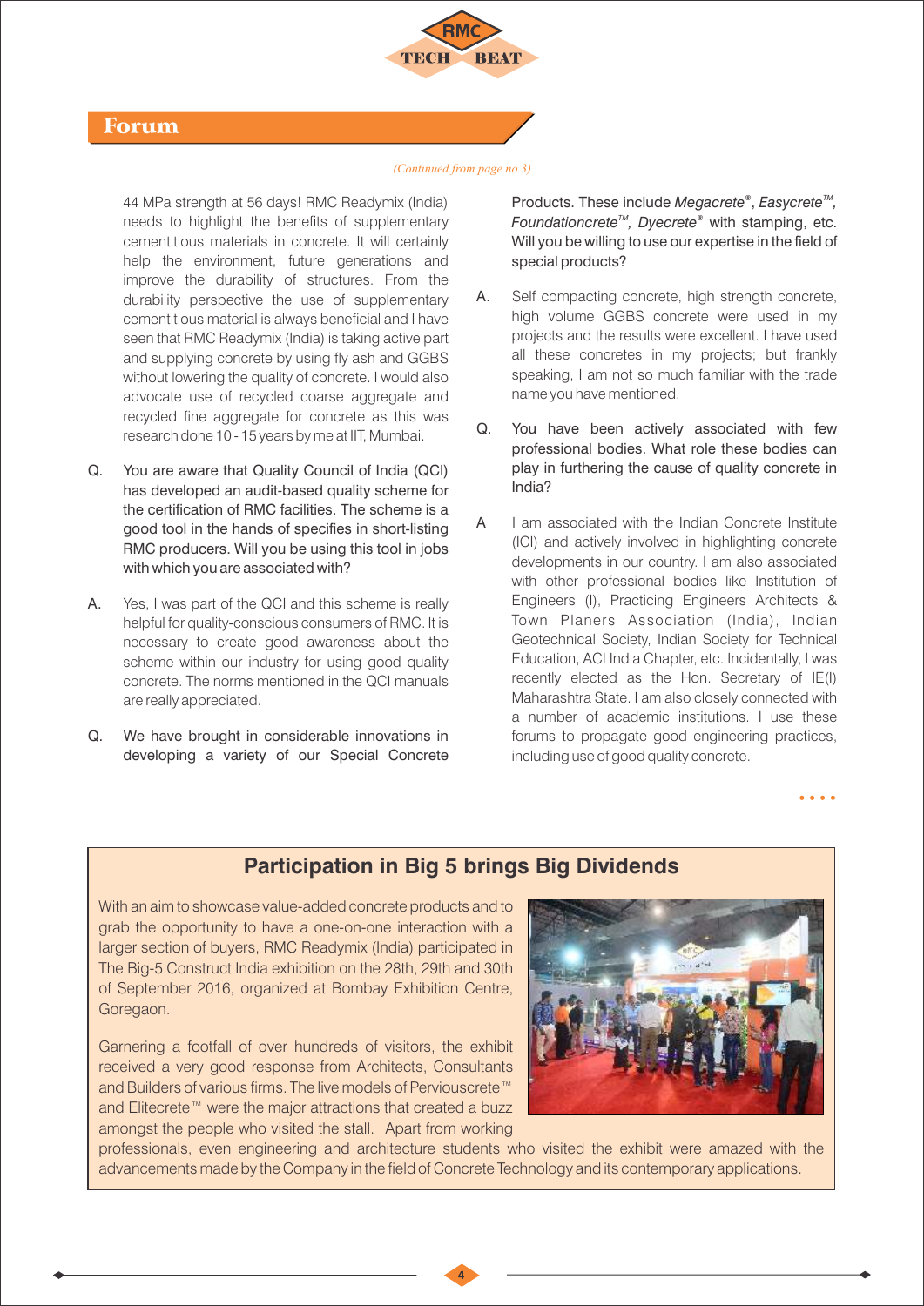## Forum

*(Continued from page no.3)*

44 MPa strength at 56 days! RMC Readymix (India) needs to highlight the benefits of supplementary cementitious materials in concrete. It will certainly help the environment, future generations and improve the durability of structures. From the durability perspective the use of supplementary cementitious material is always beneficial and I have seen that RMC Readymix (India) is taking active part and supplying concrete by using fly ash and GGBS without lowering the quality of concrete. I would also advocate use of recycled coarse aggregate and recycled fine aggregate for concrete as this was research done 10 - 15 years by me at IIT, Mumbai.

Q. You are aware that Quality Council of India (QCI) has developed an audit-based quality scheme for the certification of RMC facilities. The scheme is a good tool in the hands of specifies in short-listing RMC producers. Will you be using this tool in jobs with which you are associated with?

A. Yes, I was part of the QCI and this scheme is really helpful for quality-conscious consumers of RMC. It is necessary to create good awareness about the scheme within our industry for using good quality concrete. The norms mentioned in the QCI manuals are really appreciated.

Q. We have brought in considerable innovations in developing a variety of our Special Concrete Products. These include *Megacrete®*, *Easycrete™*, *Foundationcrete™*, *Dyecrete®* with stamping, etc. Will you be willing to use our expertise in the field of special products?

A. Self compacting concrete, high strength concrete, high volume GGBS concrete were used in my projects and the results were excellent. I have used all these concretes in my projects; but frankly speaking, I am not so much familiar with the trade name you have mentioned.

Q. You have been actively associated with few professional bodies. What role these bodies can play in furthering the cause of quality concrete in India?

A I am associated with the Indian Concrete Institute (ICI) and actively involved in highlighting concrete developments in our country. I am also associated with other professional bodies like Institution of Engineers (I), Practicing Engineers Architects & Town Planers Association (India), Indian Geotechnical Society, Indian Society for Technical Education, ACI India Chapter, etc. Incidentally, I was recently elected as the Hon. Secretary of IE(I) Maharashtra State. I am also closely connected with a number of academic institutions. I use these forums to propagate good engineering practices, including use of good quality concrete.

## Participation in Big 5 brings Big Dividends

With an aim to showcase value-added concrete products and to grab the opportunity to have a one-on-one interaction with a larger section of buyers, RMC Readymix (India) participated in The Big-5 Construct India exhibition on the 28th, 29th and 30th of September 2016, organized at Bombay Exhibition Centre, Goregaon.

Garnering a footfall of over hundreds of visitors, the exhibit received a very good response from Architects, Consultants and Builders of various firms. The live models of Perviouscrete™ and Elitecrete™ were the major attractions that created a buzz amongst the people who visited the stall. Apart from working professionals, even engineering and architecture students who visited the exhibit were amazed with the advancements made by the Company in the field of Concrete Technology and its contemporary applications.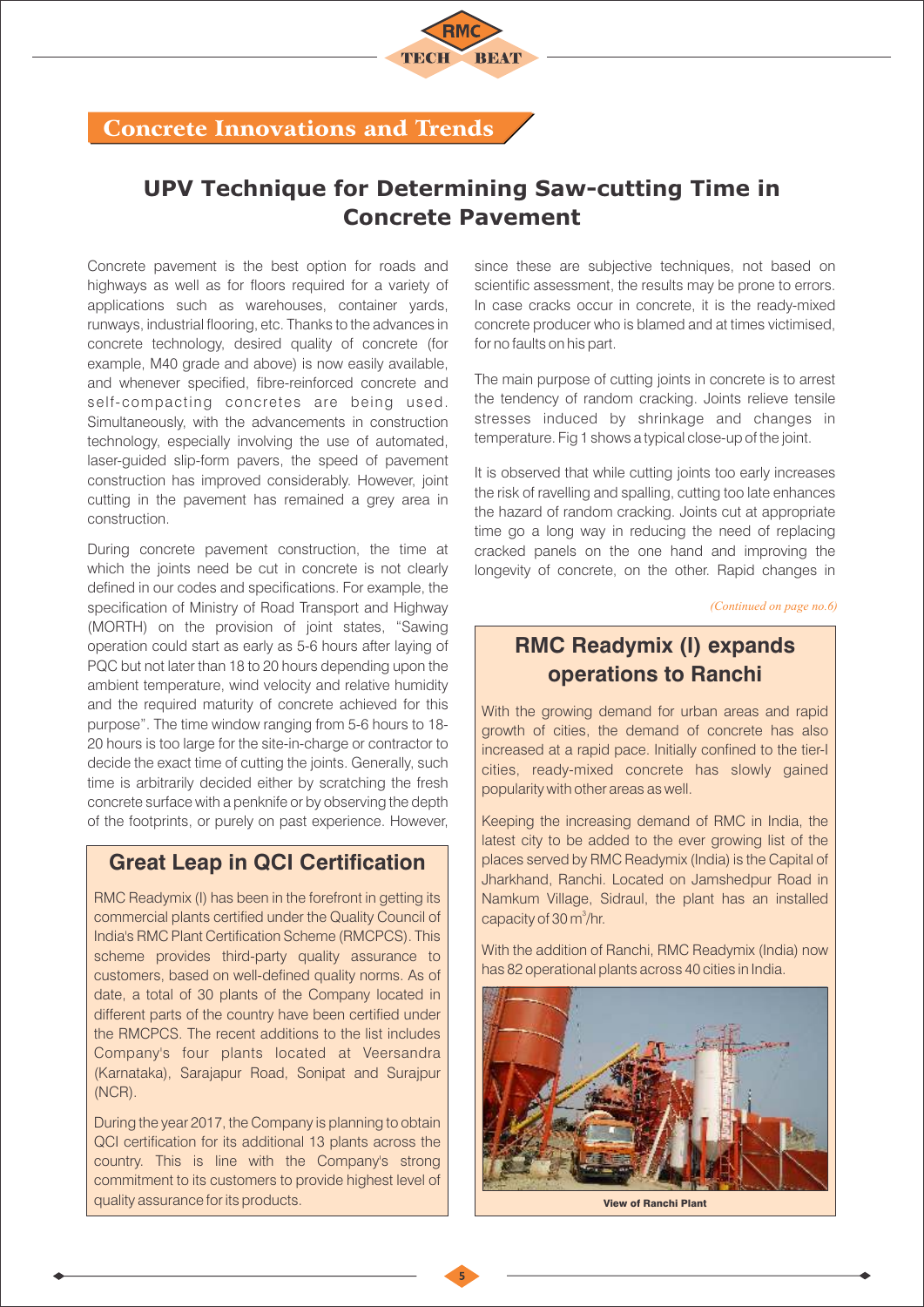## Concrete Innovations and Trends

# UPV Technique for Determining Saw-cutting Time in Concrete Pavement

Concrete pavement is the best option for roads and highways as well as for floors required for a variety of applications such as warehouses, container yards, runways, industrial flooring, etc. Thanks to the advances in concrete technology, desired quality of concrete (for example, M40 grade and above) is now easily available, and whenever specified, fibre-reinforced concrete and self-compacting concretes are being used. Simultaneously, with the advancements in construction technology, especially involving the use of automated, laser-guided slip-form pavers, the speed of pavement construction has improved considerably. However, joint cutting in the pavement has remained a grey area in construction.

During concrete pavement construction, the time at which the joints need be cut in concrete is not clearly defined in our codes and specifications. For example, the specification of Ministry of Road Transport and Highway (MORTH) on the provision of joint states, "Sawing operation could start as early as 5-6 hours after laying of PQC but not later than 18 to 20 hours depending upon the ambient temperature, wind velocity and relative humidity and the required maturity of concrete achieved for this purpose". The time window ranging from 5-6 hours to 18-20 hours is too large for the site-in-charge or contractor to decide the exact time of cutting the joints. Generally, such time is arbitrarily decided either by scratching the fresh concrete surface with a penknife or by observing the depth of the footprints, or purely on past experience. However, since these are subjective techniques, not based on scientific assessment, the results may be prone to errors. In case cracks occur in concrete, it is the ready-mixed concrete producer who is blamed and at times victimised, for no faults on his part.

The main purpose of cutting joints in concrete is to arrest the tendency of random cracking. Joints relieve tensile stresses induced by shrinkage and changes in temperature. Fig 1 shows a typical close-up of the joint.

It is observed that while cutting joints too early increases the risk of ravelling and spalling, cutting too late enhances the hazard of random cracking. Joints cut at appropriate time go a long way in reducing the need of replacing cracked panels on the one hand and improving the longevity of concrete, on the other. Rapid changes in

*(Continued on page no.6)*

## Great Leap in QCI Certification

RMC Readymix (I) has been in the forefront in getting its commercial plants certified under the Quality Council of India's RMC Plant Certification Scheme (RMCPCS). This scheme provides third-party quality assurance to customers, based on well-defined quality norms. As of date, a total of 30 plants of the Company located in different parts of the country have been certified under the RMCPCS. The recent additions to the list includes Company's four plants located at Veersandra (Karnataka), Sarajapur Road, Sonipat and Surajpur (NCR).

During the year 2017, the Company is planning to obtain QCI certification for its additional 13 plants across the country. This is line with the Company's strong commitment to its customers to provide highest level of quality assurance for its products.

## RMC Readymix (I) expands operations to Ranchi

With the growing demand for urban areas and rapid growth of cities, the demand of concrete has also increased at a rapid pace. Initially confined to the tier-I cities, ready-mixed concrete has slowly gained popularity with other areas as well.

Keeping the increasing demand of RMC in India, the latest city to be added to the ever growing list of the places served by RMC Readymix (India) is the Capital of Jharkhand, Ranchi. Located on Jamshedpur Road in Namkum Village, Sidraul, the plant has an installed capacity of 30 m$^3$/hr.

With the addition of Ranchi, RMC Readymix (India) now has 82 operational plants across 40 cities in India.

View of Ranchi Plant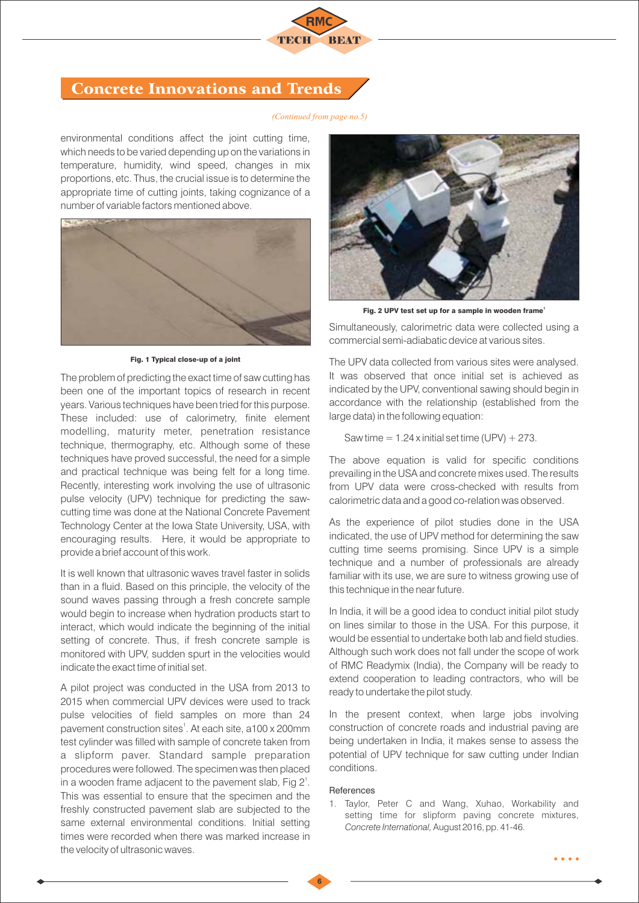# Concrete Innovations and Trends

*(Continued from page no.5)*

environmental conditions affect the joint cutting time, which needs to be varied depending up on the variations in temperature, humidity, wind speed, changes in mix proportions, etc. Thus, the crucial issue is to determine the appropriate time of cutting joints, taking cognizance of a number of variable factors mentioned above.

**Fig. 1 Typical close-up of a joint**

The problem of predicting the exact time of saw cutting has been one of the important topics of research in recent years. Various techniques have been tried for this purpose. These included: use of calorimetry, finite element modelling, maturity meter, penetration resistance technique, thermography, etc. Although some of these techniques have proved successful, the need for a simple and practical technique was being felt for a long time. Recently, interesting work involving the use of ultrasonic pulse velocity (UPV) technique for predicting the saw-cutting time was done at the National Concrete Pavement Technology Center at the Iowa State University, USA, with encouraging results. Here, it would be appropriate to provide a brief account of this work.

It is well known that ultrasonic waves travel faster in solids than in a fluid. Based on this principle, the velocity of the sound waves passing through a fresh concrete sample would begin to increase when hydration products start to interact, which would indicate the beginning of the initial setting of concrete. Thus, if fresh concrete sample is monitored with UPV, sudden spurt in the velocities would indicate the exact time of initial set.

A pilot project was conducted in the USA from 2013 to 2015 when commercial UPV devices were used to track pulse velocities of field samples on more than 24 pavement construction sites[1]. At each site, a100 x 200mm test cylinder was filled with sample of concrete taken from a slipform paver. Standard sample preparation procedures were followed. The specimen was then placed in a wooden frame adjacent to the pavement slab, Fig 2[1]. This was essential to ensure that the specimen and the freshly constructed pavement slab are subjected to the same external environmental conditions. Initial setting times were recorded when there was marked increase in the velocity of ultrasonic waves.

**Fig. 2 UPV test set up for a sample in wooden frame[1]**

Simultaneously, calorimetric data were collected using a commercial semi-adiabatic device at various sites.

The UPV data collected from various sites were analysed. It was observed that once initial set is achieved as indicated by the UPV, conventional sawing should begin in accordance with the relationship (established from the large data) in the following equation:

$$\text{Saw time} = 1.24 \times \text{initial set time (UPV)} + 273.$$

The above equation is valid for specific conditions prevailing in the USA and concrete mixes used. The results from UPV data were cross-checked with results from calorimetric data and a good co-relation was observed.

As the experience of pilot studies done in the USA indicated, the use of UPV method for determining the saw cutting time seems promising. Since UPV is a simple technique and a number of professionals are already familiar with its use, we are sure to witness growing use of this technique in the near future.

In India, it will be a good idea to conduct initial pilot study on lines similar to those in the USA. For this purpose, it would be essential to undertake both lab and field studies. Although such work does not fall under the scope of work of RMC Readymix (India), the Company will be ready to extend cooperation to leading contractors, who will be ready to undertake the pilot study.

In the present context, when large jobs involving construction of concrete roads and industrial paving are being undertaken in India, it makes sense to assess the potential of UPV technique for saw cutting under Indian conditions.

## References

1. Taylor, Peter C and Wang, Xuhao, Workability and setting time for slipform paving concrete mixtures, *Concrete International,* August 2016, pp. 41-46.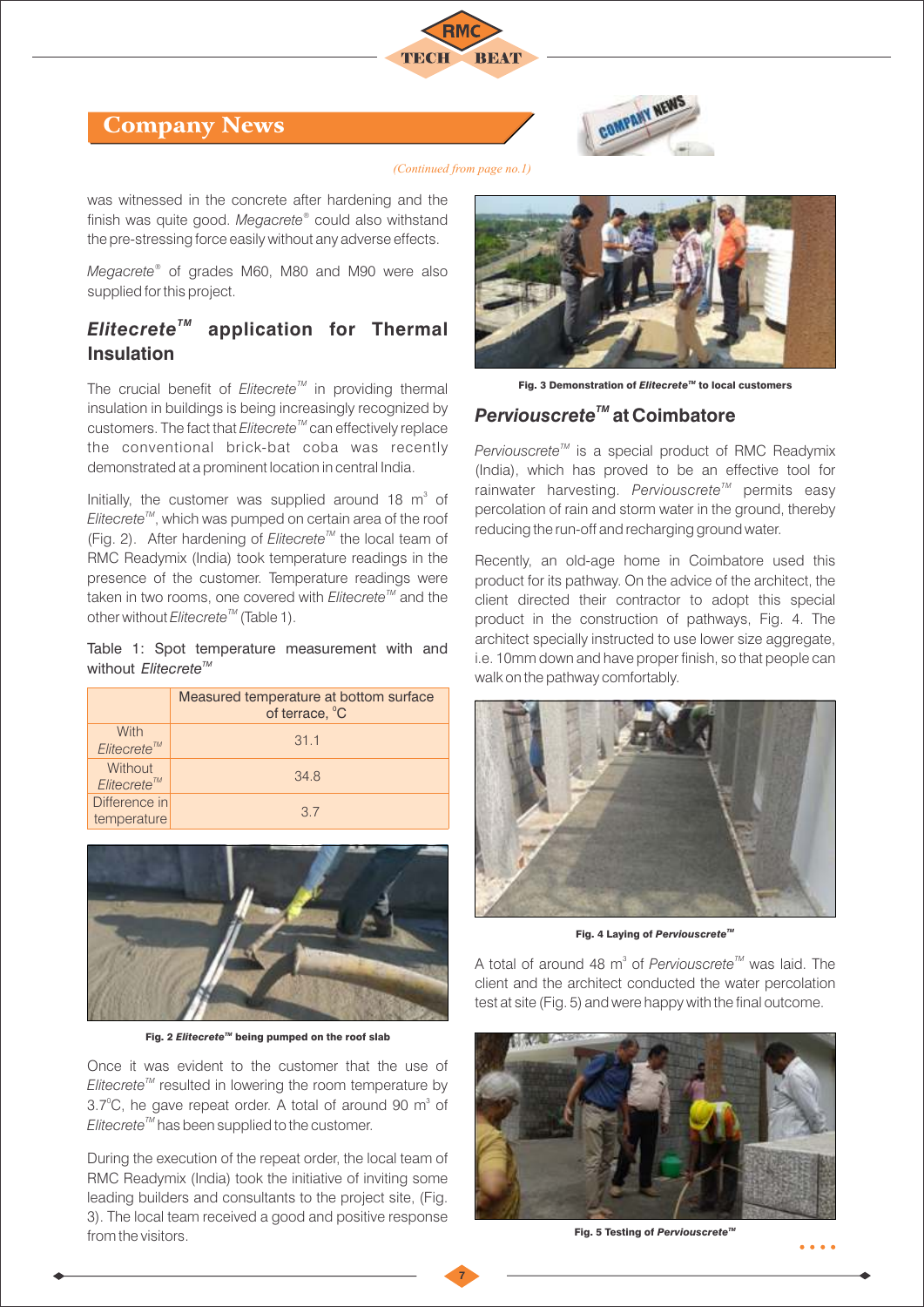## Company News

*(Continued from page no.1)*

was witnessed in the concrete after hardening and the finish was quite good. *Megacrete*® could also withstand the pre-stressing force easily without any adverse effects.

*Megacrete*® of grades M60, M80 and M90 were also supplied for this project.

### *Elitecrete*™ application for Thermal Insulation

The crucial benefit of *Elitecrete*™ in providing thermal insulation in buildings is being increasingly recognized by customers. The fact that *Elitecrete*™ can effectively replace the conventional brick-bat coba was recently demonstrated at a prominent location in central India.

Initially, the customer was supplied around 18 $m^3$ of *Elitecrete*™, which was pumped on certain area of the roof (Fig. 2). After hardening of *Elitecrete*™ the local team of RMC Readymix (India) took temperature readings in the presence of the customer. Temperature readings were taken in two rooms, one covered with *Elitecrete*™ and the other without *Elitecrete*™ (Table 1).

Table 1: Spot temperature measurement with and without *Elitecrete*™

| | Measured temperature at bottom surface of terrace, °C |
|---|---|
| With *Elitecrete*™ | 31.1 |
| Without *Elitecrete*™ | 34.8 |
| Difference in temperature | 3.7 |

**Fig. 2 *Elitecrete*™ being pumped on the roof slab**

Once it was evident to the customer that the use of *Elitecrete*™ resulted in lowering the room temperature by 3.7°C, he gave repeat order. A total of around 90 $m^3$ of *Elitecrete*™ has been supplied to the customer.

During the execution of the repeat order, the local team of RMC Readymix (India) took the initiative of inviting some leading builders and consultants to the project site, (Fig. 3). The local team received a good and positive response from the visitors.

**Fig. 3 Demonstration of *Elitecrete*™ to local customers**

### *Perviouscrete*™ at Coimbatore

*Perviouscrete*™ is a special product of RMC Readymix (India), which has proved to be an effective tool for rainwater harvesting. *Perviouscrete*™ permits easy percolation of rain and storm water in the ground, thereby reducing the run-off and recharging ground water.

Recently, an old-age home in Coimbatore used this product for its pathway. On the advice of the architect, the client directed their contractor to adopt this special product in the construction of pathways, Fig. 4. The architect specially instructed to use lower size aggregate, i.e. 10mm down and have proper finish, so that people can walk on the pathway comfortably.

**Fig. 4 Laying of *Perviouscrete*™**

A total of around 48 $m^3$ of *Perviouscrete*™ was laid. The client and the architect conducted the water percolation test at site (Fig. 5) and were happy with the final outcome.

**Fig. 5 Testing of *Perviouscrete*™**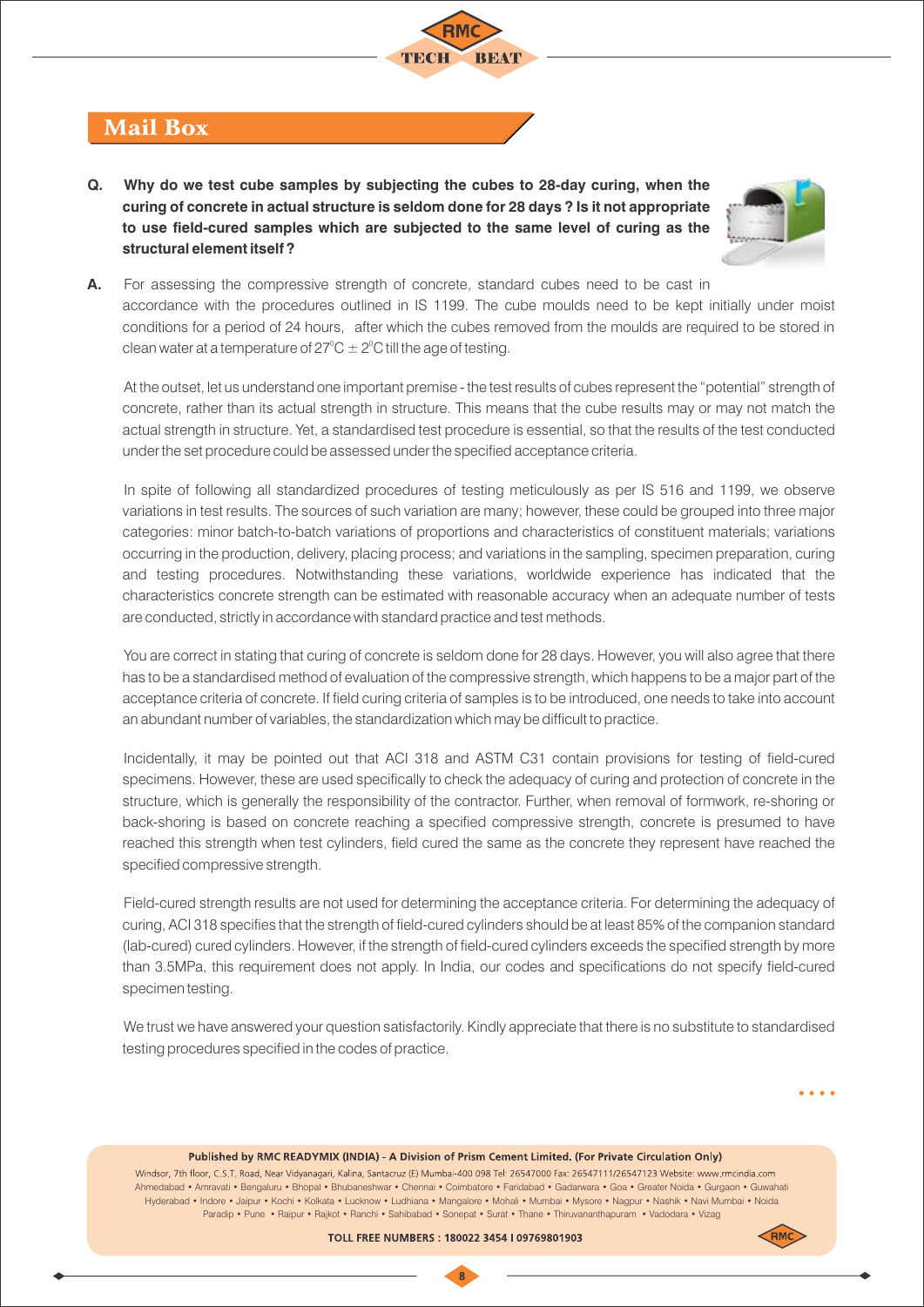## Mail Box

**Q. Why do we test cube samples by subjecting the cubes to 28-day curing, when the curing of concrete in actual structure is seldom done for 28 days ? Is it not appropriate to use field-cured samples which are subjected to the same level of curing as the structural element itself ?**

**A.** For assessing the compressive strength of concrete, standard cubes need to be cast in accordance with the procedures outlined in IS 1199. The cube moulds need to be kept initially under moist conditions for a period of 24 hours, after which the cubes removed from the moulds are required to be stored in clean water at a temperature of $27^{\circ}C \pm 2^{\circ}C$ till the age of testing.

At the outset, let us understand one important premise - the test results of cubes represent the "potential" strength of concrete, rather than its actual strength in structure. This means that the cube results may or may not match the actual strength in structure. Yet, a standardised test procedure is essential, so that the results of the test conducted under the set procedure could be assessed under the specified acceptance criteria.

In spite of following all standardized procedures of testing meticulously as per IS 516 and 1199, we observe variations in test results. The sources of such variation are many; however, these could be grouped into three major categories: minor batch-to-batch variations of proportions and characteristics of constituent materials; variations occurring in the production, delivery, placing process; and variations in the sampling, specimen preparation, curing and testing procedures. Notwithstanding these variations, worldwide experience has indicated that the characteristics concrete strength can be estimated with reasonable accuracy when an adequate number of tests are conducted, strictly in accordance with standard practice and test methods.

You are correct in stating that curing of concrete is seldom done for 28 days. However, you will also agree that there has to be a standardised method of evaluation of the compressive strength, which happens to be a major part of the acceptance criteria of concrete. If field curing criteria of samples is to be introduced, one needs to take into account an abundant number of variables, the standardization which may be difficult to practice.

Incidentally, it may be pointed out that ACI 318 and ASTM C31 contain provisions for testing of field-cured specimens. However, these are used specifically to check the adequacy of curing and protection of concrete in the structure, which is generally the responsibility of the contractor. Further, when removal of formwork, re-shoring or back-shoring is based on concrete reaching a specified compressive strength, concrete is presumed to have reached this strength when test cylinders, field cured the same as the concrete they represent have reached the specified compressive strength.

Field-cured strength results are not used for determining the acceptance criteria. For determining the adequacy of curing, ACI 318 specifies that the strength of field-cured cylinders should be at least 85% of the companion standard (lab-cured) cured cylinders. However, if the strength of field-cured cylinders exceeds the specified strength by more than 3.5MPa, this requirement does not apply. In India, our codes and specifications do not specify field-cured specimen testing.

We trust we have answered your question satisfactorily. Kindly appreciate that there is no substitute to standardised testing procedures specified in the codes of practice.

**Published by RMC READYMIX (INDIA) - A Division of Prism Cement Limited. (For Private Circulation Only)**

Windsor, 7th floor, C.S.T. Road, Near Vidyanagari, Kalina, Santacruz (E) Mumbai-400 098 Tel: 26547000 Fax: 26547111/26547123 Website: www.rmcindia.com

Ahmedabad • Amravati • Bengaluru • Bhopal • Bhubaneshwar • Chennai • Coimbatore • Faridabad • Gadarwara • Goa • Greater Noida • Gurgaon • Guwahati Hyderabad • Indore • Jaipur • Kochi • Kolkata • Lucknow • Ludhiana • Mangalore • Mohali • Mumbai • Mysore • Nagpur • Nashik • Navi Mumbai • Noida Paradip • Pune • Raipur • Rajkot • Ranchi • Sahibabad • Sonepat • Surat • Thane • Thiruvananthapuram • Vadodara • Vizag

**TOLL FREE NUMBERS : 180022 3454 I 09769801903**